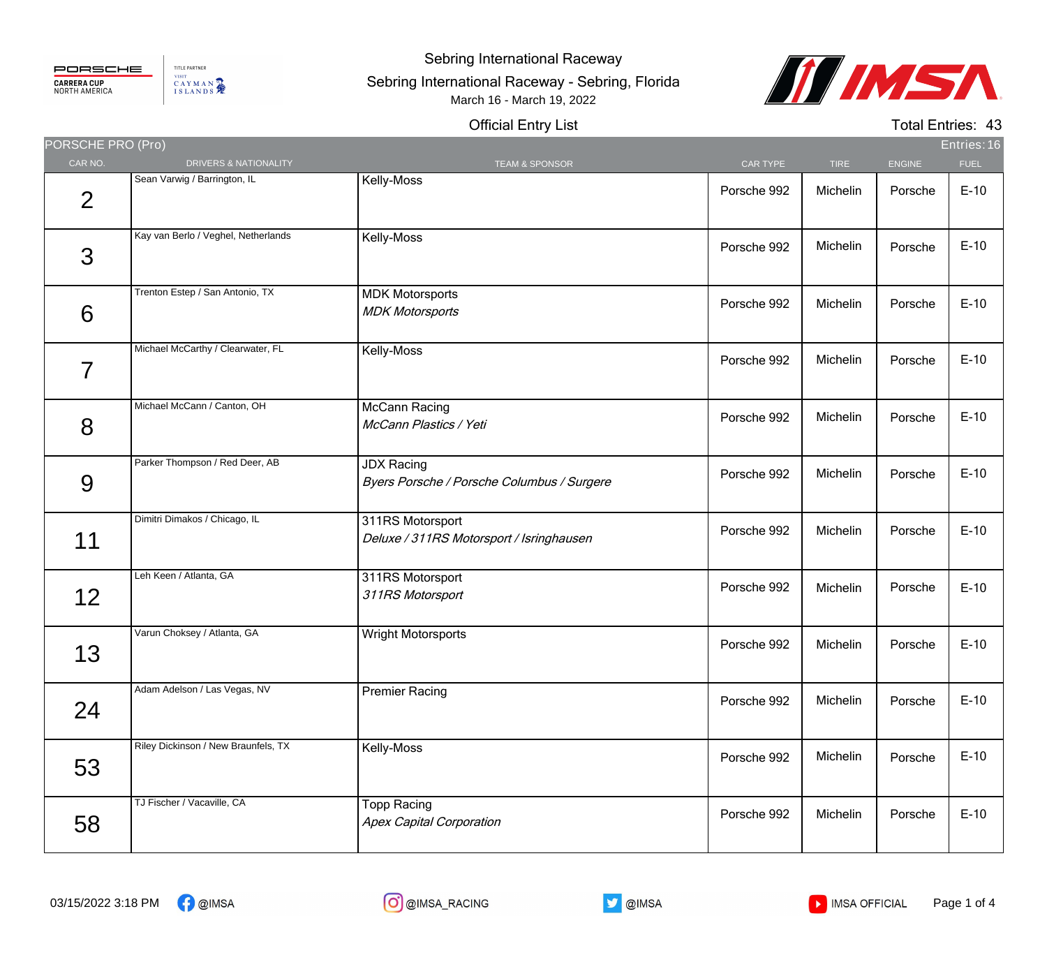PORSCHE CARRERA CUP NORTH AMERICA — TITLE PARTNER VISIT CAYMAN ISLANDS

# Sebring International Raceway

## Sebring International Raceway - Sebring, Florida

March 16 - March 19, 2022

### Official Entry List

Total Entries: 43

PORSCHE PRO (Pro) — Entries: 16

| CAR NO. | DRIVERS & NATIONALITY | TEAM & SPONSOR | CAR TYPE | TIRE | ENGINE | FUEL |
|---|---|---|---|---|---|---|
| 2 | Sean Varwig / Barrington, IL | Kelly-Moss | Porsche 992 | Michelin | Porsche | E-10 |
| 3 | Kay van Berlo / Veghel, Netherlands | Kelly-Moss | Porsche 992 | Michelin | Porsche | E-10 |
| 6 | Trenton Estep / San Antonio, TX | MDK Motorsports<br>*MDK Motorsports* | Porsche 992 | Michelin | Porsche | E-10 |
| 7 | Michael McCarthy / Clearwater, FL | Kelly-Moss | Porsche 992 | Michelin | Porsche | E-10 |
| 8 | Michael McCann / Canton, OH | McCann Racing<br>*McCann Plastics / Yeti* | Porsche 992 | Michelin | Porsche | E-10 |
| 9 | Parker Thompson / Red Deer, AB | JDX Racing<br>*Byers Porsche / Porsche Columbus / Surgere* | Porsche 992 | Michelin | Porsche | E-10 |
| 11 | Dimitri Dimakos / Chicago, IL | 311RS Motorsport<br>*Deluxe / 311RS Motorsport / Isringhausen* | Porsche 992 | Michelin | Porsche | E-10 |
| 12 | Leh Keen / Atlanta, GA | 311RS Motorsport<br>*311RS Motorsport* | Porsche 992 | Michelin | Porsche | E-10 |
| 13 | Varun Choksey / Atlanta, GA | Wright Motorsports | Porsche 992 | Michelin | Porsche | E-10 |
| 24 | Adam Adelson / Las Vegas, NV | Premier Racing | Porsche 992 | Michelin | Porsche | E-10 |
| 53 | Riley Dickinson / New Braunfels, TX | Kelly-Moss | Porsche 992 | Michelin | Porsche | E-10 |
| 58 | TJ Fischer / Vacaville, CA | Topp Racing<br>*Apex Capital Corporation* | Porsche 992 | Michelin | Porsche | E-10 |

03/15/2022 3:18 PM — @IMSA — @IMSA_RACING — @IMSA — IMSA OFFICIAL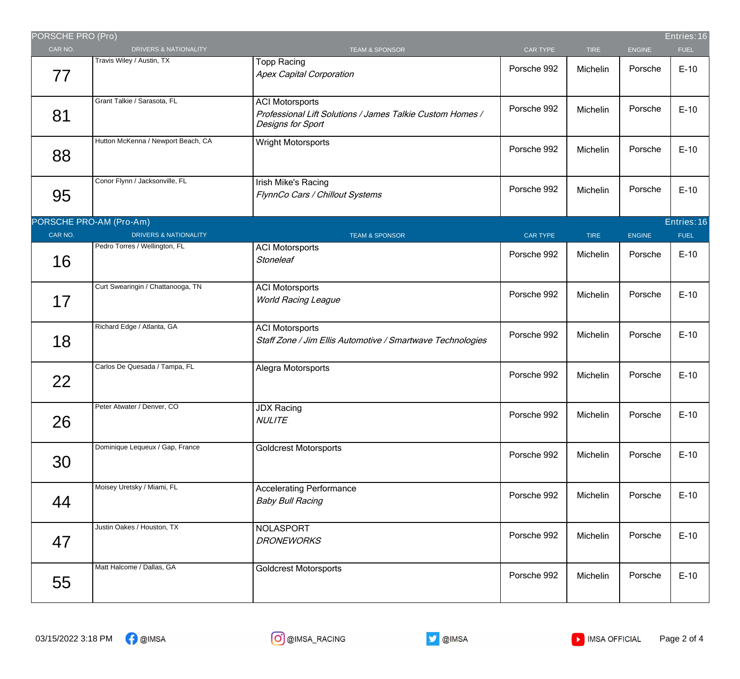## PORSCHE PRO (Pro)

Entries: 16

| CAR NO. | DRIVERS & NATIONALITY | TEAM & SPONSOR | CAR TYPE | TIRE | ENGINE | FUEL |
|---|---|---|---|---|---|---|
| 77 | Travis Wiley / Austin, TX | Topp Racing<br>*Apex Capital Corporation* | Porsche 992 | Michelin | Porsche | E-10 |
| 81 | Grant Talkie / Sarasota, FL | ACI Motorsports<br>*Professional Lift Solutions / James Talkie Custom Homes / Designs for Sport* | Porsche 992 | Michelin | Porsche | E-10 |
| 88 | Hutton McKenna / Newport Beach, CA | Wright Motorsports | Porsche 992 | Michelin | Porsche | E-10 |
| 95 | Conor Flynn / Jacksonville, FL | Irish Mike's Racing<br>*FlynnCo Cars / Chillout Systems* | Porsche 992 | Michelin | Porsche | E-10 |

## PORSCHE PRO-AM (Pro-Am)

Entries: 16

| CAR NO. | DRIVERS & NATIONALITY | TEAM & SPONSOR | CAR TYPE | TIRE | ENGINE | FUEL |
|---|---|---|---|---|---|---|
| 16 | Pedro Torres / Wellington, FL | ACI Motorsports<br>*Stoneleaf* | Porsche 992 | Michelin | Porsche | E-10 |
| 17 | Curt Swearingin / Chattanooga, TN | ACI Motorsports<br>*World Racing League* | Porsche 992 | Michelin | Porsche | E-10 |
| 18 | Richard Edge / Atlanta, GA | ACI Motorsports<br>*Staff Zone / Jim Ellis Automotive / Smartwave Technologies* | Porsche 992 | Michelin | Porsche | E-10 |
| 22 | Carlos De Quesada / Tampa, FL | Alegra Motorsports | Porsche 992 | Michelin | Porsche | E-10 |
| 26 | Peter Atwater / Denver, CO | JDX Racing<br>*NULITE* | Porsche 992 | Michelin | Porsche | E-10 |
| 30 | Dominique Lequeux / Gap, France | Goldcrest Motorsports | Porsche 992 | Michelin | Porsche | E-10 |
| 44 | Moisey Uretsky / Miami, FL | Accelerating Performance<br>*Baby Bull Racing* | Porsche 992 | Michelin | Porsche | E-10 |
| 47 | Justin Oakes / Houston, TX | NOLASPORT<br>*DRONEWORKS* | Porsche 992 | Michelin | Porsche | E-10 |
| 55 | Matt Halcome / Dallas, GA | Goldcrest Motorsports | Porsche 992 | Michelin | Porsche | E-10 |

03/15/2022 3:18 PM @IMSA @IMSA_RACING @IMSA IMSA OFFICIAL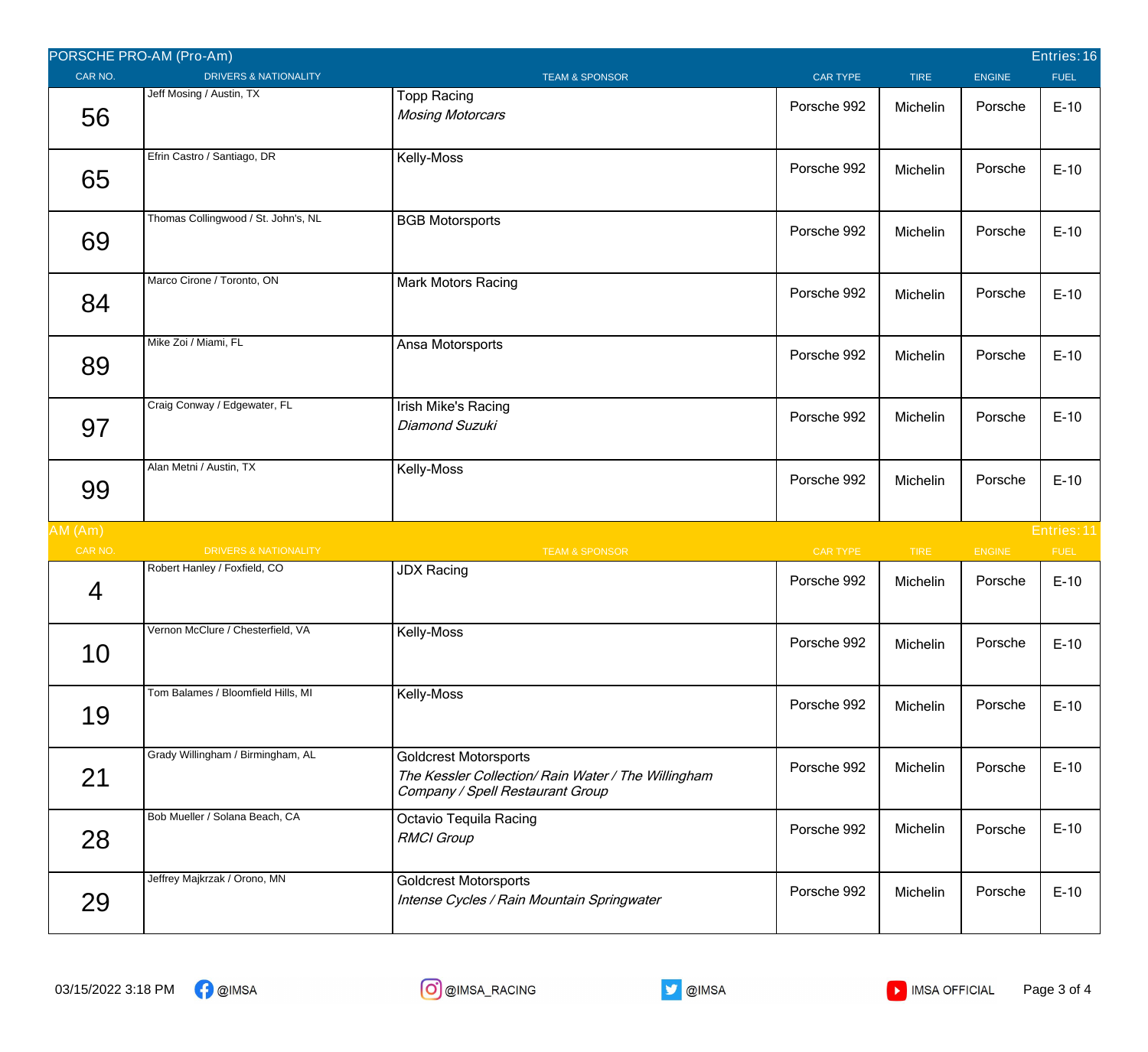## PORSCHE PRO-AM (Pro-Am)

Entries: 16

| CAR NO. | DRIVERS & NATIONALITY | TEAM & SPONSOR | CAR TYPE | TIRE | ENGINE | FUEL |
|---|---|---|---|---|---|---|
| 56 | Jeff Mosing / Austin, TX | Topp Racing *Mosing Motorcars* | Porsche 992 | Michelin | Porsche | E-10 |
| 65 | Efrin Castro / Santiago, DR | Kelly-Moss | Porsche 992 | Michelin | Porsche | E-10 |
| 69 | Thomas Collingwood / St. John's, NL | BGB Motorsports | Porsche 992 | Michelin | Porsche | E-10 |
| 84 | Marco Cirone / Toronto, ON | Mark Motors Racing | Porsche 992 | Michelin | Porsche | E-10 |
| 89 | Mike Zoi / Miami, FL | Ansa Motorsports | Porsche 992 | Michelin | Porsche | E-10 |
| 97 | Craig Conway / Edgewater, FL | Irish Mike's Racing *Diamond Suzuki* | Porsche 992 | Michelin | Porsche | E-10 |
| 99 | Alan Metni / Austin, TX | Kelly-Moss | Porsche 992 | Michelin | Porsche | E-10 |

## AM (Am)

Entries: 11

| CAR NO. | DRIVERS & NATIONALITY | TEAM & SPONSOR | CAR TYPE | TIRE | ENGINE | FUEL |
|---|---|---|---|---|---|---|
| 4 | Robert Hanley / Foxfield, CO | JDX Racing | Porsche 992 | Michelin | Porsche | E-10 |
| 10 | Vernon McClure / Chesterfield, VA | Kelly-Moss | Porsche 992 | Michelin | Porsche | E-10 |
| 19 | Tom Balames / Bloomfield Hills, MI | Kelly-Moss | Porsche 992 | Michelin | Porsche | E-10 |
| 21 | Grady Willingham / Birmingham, AL | Goldcrest Motorsports *The Kessler Collection/ Rain Water / The Willingham Company / Spell Restaurant Group* | Porsche 992 | Michelin | Porsche | E-10 |
| 28 | Bob Mueller / Solana Beach, CA | Octavio Tequila Racing *RMCI Group* | Porsche 992 | Michelin | Porsche | E-10 |
| 29 | Jeffrey Majkrzak / Orono, MN | Goldcrest Motorsports *Intense Cycles / Rain Mountain Springwater* | Porsche 992 | Michelin | Porsche | E-10 |

03/15/2022 3:18 PM @IMSA @IMSA_RACING @IMSA IMSA OFFICIAL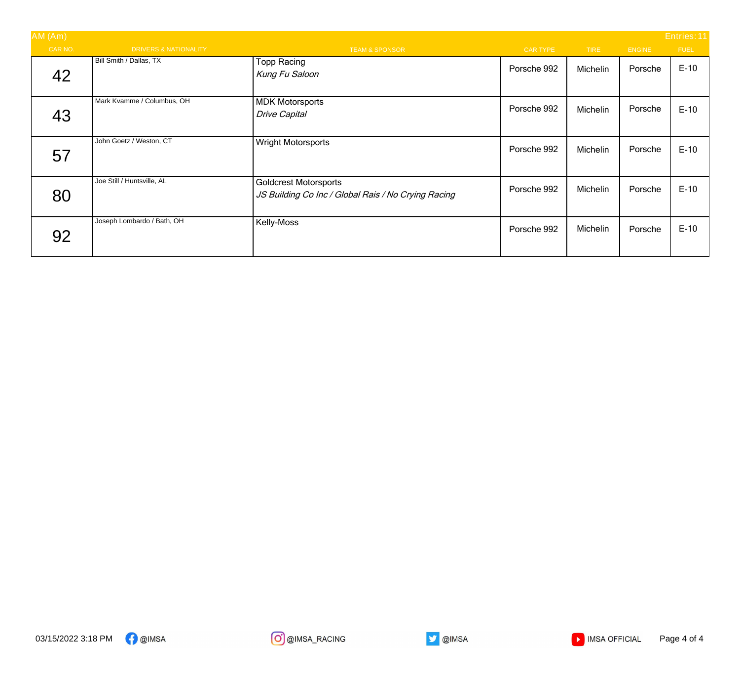AM (Am) Entries: 11

| CAR NO. | DRIVERS & NATIONALITY | TEAM & SPONSOR | CAR TYPE | TIRE | ENGINE | FUEL |
| --- | --- | --- | --- | --- | --- | --- |
| 42 | Bill Smith / Dallas, TX | Topp Racing *Kung Fu Saloon* | Porsche 992 | Michelin | Porsche | E-10 |
| 43 | Mark Kvamme / Columbus, OH | MDK Motorsports *Drive Capital* | Porsche 992 | Michelin | Porsche | E-10 |
| 57 | John Goetz / Weston, CT | Wright Motorsports | Porsche 992 | Michelin | Porsche | E-10 |
| 80 | Joe Still / Huntsville, AL | Goldcrest Motorsports *JS Building Co Inc / Global Rais / No Crying Racing* | Porsche 992 | Michelin | Porsche | E-10 |
| 92 | Joseph Lombardo / Bath, OH | Kelly-Moss | Porsche 992 | Michelin | Porsche | E-10 |

03/15/2022 3:18 PM @IMSA @IMSA_RACING @IMSA IMSA OFFICIAL